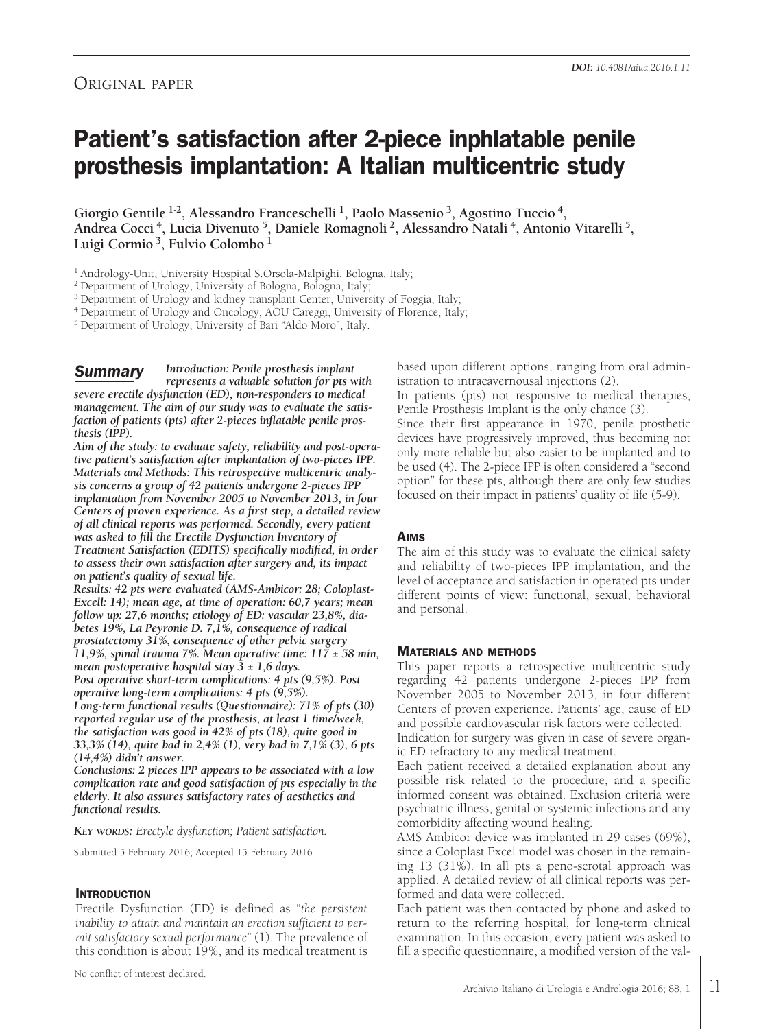ORIGINAL PAPER

**DOI**: *10.4081/aiua.2016.1.11*

# Patient's satisfaction after 2-piece inphlatable penile prosthesis implantation: A Italian multicentric study

**Giorgio Gentile [1-2], Alessandro Franceschelli [1], Paolo Massenio [3], Agostino Tuccio [4], Andrea Cocci [4], Lucia Divenuto [5], Daniele Romagnoli [2], Alessandro Natali [4], Antonio Vitarelli [5], Luigi Cormio [3], Fulvio Colombo [1]**

[1] Andrology-Unit, University Hospital S.Orsola-Malpighi, Bologna, Italy;
[2] Department of Urology, University of Bologna, Bologna, Italy;
[3] Department of Urology and kidney transplant Center, University of Foggia, Italy;
[4] Department of Urology and Oncology, AOU Careggi, University of Florence, Italy;
[5] Department of Urology, University of Bari "Aldo Moro", Italy.

## Summary

***Introduction:** Penile prosthesis implant represents a valuable solution for pts with severe erectile dysfunction (ED), non-responders to medical management. The aim of our study was to evaluate the satisfaction of patients (pts) after 2-pieces inflatable penile prosthesis (IPP).*

***Aim of the study:** to evaluate safety, reliability and post-operative patient's satisfaction after implantation of two-pieces IPP.*

***Materials and Methods:** This retrospective multicentric analysis concerns a group of 42 patients undergone 2-pieces IPP implantation from November 2005 to November 2013, in four Centers of proven experience. As a first step, a detailed review of all clinical reports was performed. Secondly, every patient was asked to fill the Erectile Dysfunction Inventory of Treatment Satisfaction (EDITS) specifically modified, in order to assess their own satisfaction after surgery and, its impact on patient's quality of sexual life.*

***Results:** 42 pts were evaluated (AMS-Ambicor: 28; Coloplast-Excell: 14); mean age, at time of operation: 60,7 years; mean follow up: 27,6 months; etiology of ED: vascular 23,8%, diabetes 19%, La Peyronie D. 7,1%, consequence of radical prostatectomy 31%, consequence of other pelvic surgery 11,9%, spinal trauma 7%. Mean operative time: 117 ± 58 min, mean postoperative hospital stay 3 ± 1,6 days.*

*Post operative short-term complications: 4 pts (9,5%). Post operative long-term complications: 4 pts (9,5%).*

*Long-term functional results (Questionnaire): 71% of pts (30) reported regular use of the prosthesis, at least 1 time/week, the satisfaction was good in 42% of pts (18), quite good in 33,3% (14), quite bad in 2,4% (1), very bad in 7,1% (3), 6 pts (14,4%) didn't answer.*

***Conclusions:** 2 pieces IPP appears to be associated with a low complication rate and good satisfaction of pts especially in the elderly. It also assures satisfactory rates of aesthetics and functional results.*

***KEY WORDS:** Erectyle dysfunction; Patient satisfaction.*

Submitted 5 February 2016; Accepted 15 February 2016

## INTRODUCTION

Erectile Dysfunction (ED) is defined as "*the persistent inability to attain and maintain an erection sufficient to permit satisfactory sexual performance*" (1). The prevalence of this condition is about 19%, and its medical treatment is based upon different options, ranging from oral administration to intracavernousal injections (2).

In patients (pts) not responsive to medical therapies, Penile Prosthesis Implant is the only chance (3).

Since their first appearance in 1970, penile prosthetic devices have progressively improved, thus becoming not only more reliable but also easier to be implanted and to be used (4). The 2-piece IPP is often considered a "second option" for these pts, although there are only few studies focused on their impact in patients' quality of life (5-9).

## AIMS

The aim of this study was to evaluate the clinical safety and reliability of two-pieces IPP implantation, and the level of acceptance and satisfaction in operated pts under different points of view: functional, sexual, behavioral and personal.

## MATERIALS AND METHODS

This paper reports a retrospective multicentric study regarding 42 patients undergone 2-pieces IPP from November 2005 to November 2013, in four different Centers of proven experience. Patients' age, cause of ED and possible cardiovascular risk factors were collected.

Indication for surgery was given in case of severe organic ED refractory to any medical treatment.

Each patient received a detailed explanation about any possible risk related to the procedure, and a specific informed consent was obtained. Exclusion criteria were psychiatric illness, genital or systemic infections and any comorbidity affecting wound healing.

AMS Ambicor device was implanted in 29 cases (69%), since a Coloplast Excel model was chosen in the remaining 13 (31%). In all pts a peno-scrotal approach was applied. A detailed review of all clinical reports was performed and data were collected.

Each patient was then contacted by phone and asked to return to the referring hospital, for long-term clinical examination. In this occasion, every patient was asked to fill a specific questionnaire, a modified version of the val-

No conflict of interest declared.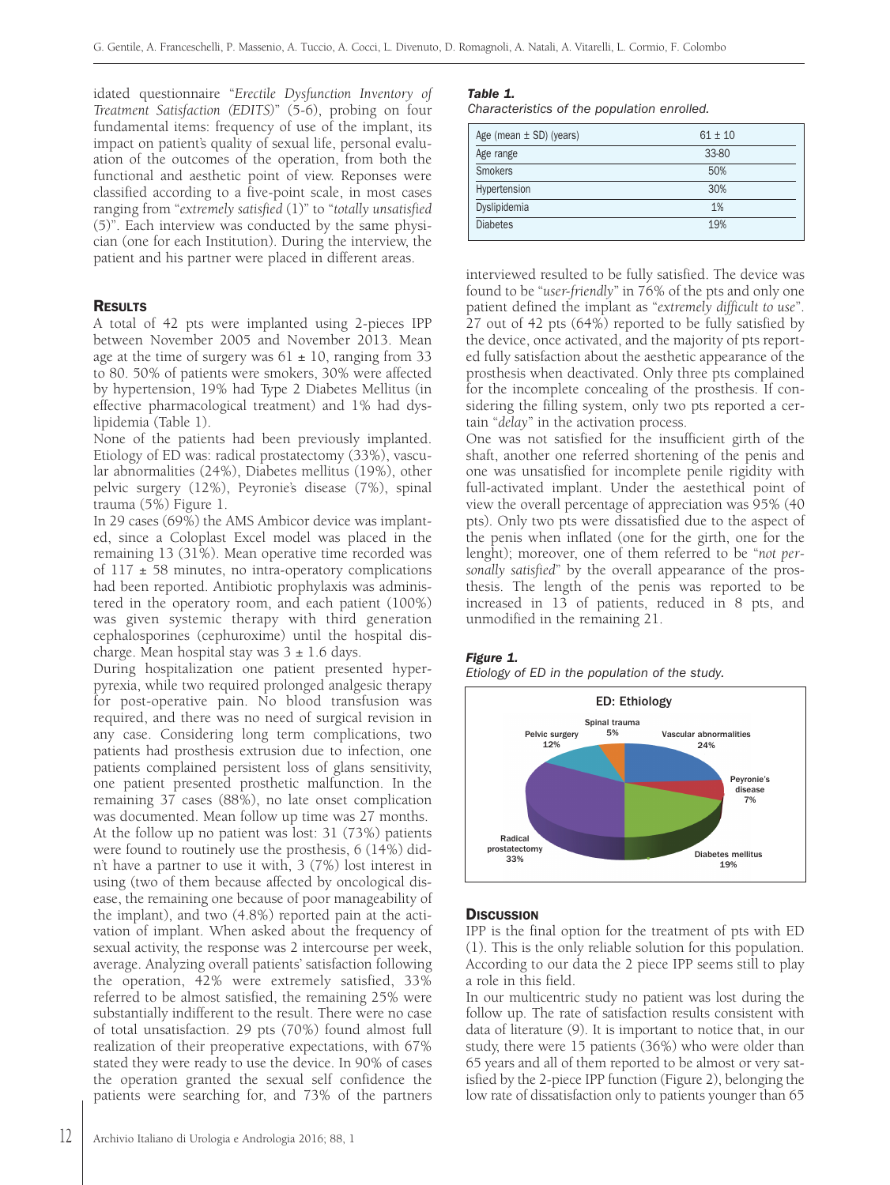idated questionnaire "*Erectile Dysfunction Inventory of Treatment Satisfaction (EDITS)*" (5-6), probing on four fundamental items: frequency of use of the implant, its impact on patient's quality of sexual life, personal evaluation of the outcomes of the operation, from both the functional and aesthetic point of view. Reponses were classified according to a five-point scale, in most cases ranging from "*extremely satisfied* (1)" to "*totally unsatisfied* (5)". Each interview was conducted by the same physician (one for each Institution). During the interview, the patient and his partner were placed in different areas.

## Results

A total of 42 pts were implanted using 2-pieces IPP between November 2005 and November 2013. Mean age at the time of surgery was $61 \pm 10$, ranging from 33 to 80. 50% of patients were smokers, 30% were affected by hypertension, 19% had Type 2 Diabetes Mellitus (in effective pharmacological treatment) and 1% had dyslipidemia (Table 1).

None of the patients had been previously implanted. Etiology of ED was: radical prostatectomy (33%), vascular abnormalities (24%), Diabetes mellitus (19%), other pelvic surgery (12%), Peyronie's disease (7%), spinal trauma (5%) Figure 1.

In 29 cases (69%) the AMS Ambicor device was implanted, since a Coloplast Excel model was placed in the remaining 13 (31%). Mean operative time recorded was of $117 \pm 58$ minutes, no intra-operatory complications had been reported. Antibiotic prophylaxis was administered in the operatory room, and each patient (100%) was given systemic therapy with third generation cephalosporines (cephuroxime) until the hospital discharge. Mean hospital stay was $3 \pm 1.6$ days.

During hospitalization one patient presented hyperpyrexia, while two required prolonged analgesic therapy for post-operative pain. No blood transfusion was required, and there was no need of surgical revision in any case. Considering long term complications, two patients had prosthesis extrusion due to infection, one patients complained persistent loss of glans sensitivity, one patient presented prosthetic malfunction. In the remaining 37 cases (88%), no late onset complication was documented. Mean follow up time was 27 months.

At the follow up no patient was lost: 31 (73%) patients were found to routinely use the prosthesis, 6 (14%) didn't have a partner to use it with, 3 (7%) lost interest in using (two of them because affected by oncological disease, the remaining one because of poor manageability of the implant), and two (4.8%) reported pain at the activation of implant. When asked about the frequency of sexual activity, the response was 2 intercourse per week, average. Analyzing overall patients' satisfaction following the operation, 42% were extremely satisfied, 33% referred to be almost satisfied, the remaining 25% were substantially indifferent to the result. There were no case of total unsatisfaction. 29 pts (70%) found almost full realization of their preoperative expectations, with 67% stated they were ready to use the device. In 90% of cases the operation granted the sexual self confidence the patients were searching for, and 73% of the partners interviewed resulted to be fully satisfied. The device was found to be "*user-friendly*" in 76% of the pts and only one patient defined the implant as "*extremely difficult to use*". 27 out of 42 pts (64%) reported to be fully satisfied by the device, once activated, and the majority of pts reported fully satisfaction about the aesthetic appearance of the prosthesis when deactivated. Only three pts complained for the incomplete concealing of the prosthesis. If considering the filling system, only two pts reported a certain "*delay*" in the activation process.

One was not satisfied for the insufficient girth of the shaft, another one referred shortening of the penis and one was unsatisfied for incomplete penile rigidity with full-activated implant. Under the aesthetical point of view the overall percentage of appreciation was 95% (40 pts). Only two pts were dissatisfied due to the aspect of the penis when inflated (one for the girth, one for the lenght); moreover, one of them referred to be "*not personally satisfied*" by the overall appearance of the prosthesis. The length of the penis was reported to be increased in 13 of patients, reduced in 8 pts, and unmodified in the remaining 21.

***Table 1.***
*Characteristics of the population enrolled.*

| | |
|---|---|
| Age (mean ± SD) (years) | 61 ± 10 |
| Age range | 33-80 |
| Smokers | 50% |
| Hypertension | 30% |
| Dyslipidemia | 1% |
| Diabetes | 19% |

***Figure 1.***
*Etiology of ED in the population of the study.*

## Discussion

IPP is the final option for the treatment of pts with ED (1). This is the only reliable solution for this population. According to our data the 2 piece IPP seems still to play a role in this field.

In our multicentric study no patient was lost during the follow up. The rate of satisfaction results consistent with data of literature (9). It is important to notice that, in our study, there were 15 patients (36%) who were older than 65 years and all of them reported to be almost or very satisfied by the 2-piece IPP function (Figure 2), belonging the low rate of dissatisfaction only to patients younger than 65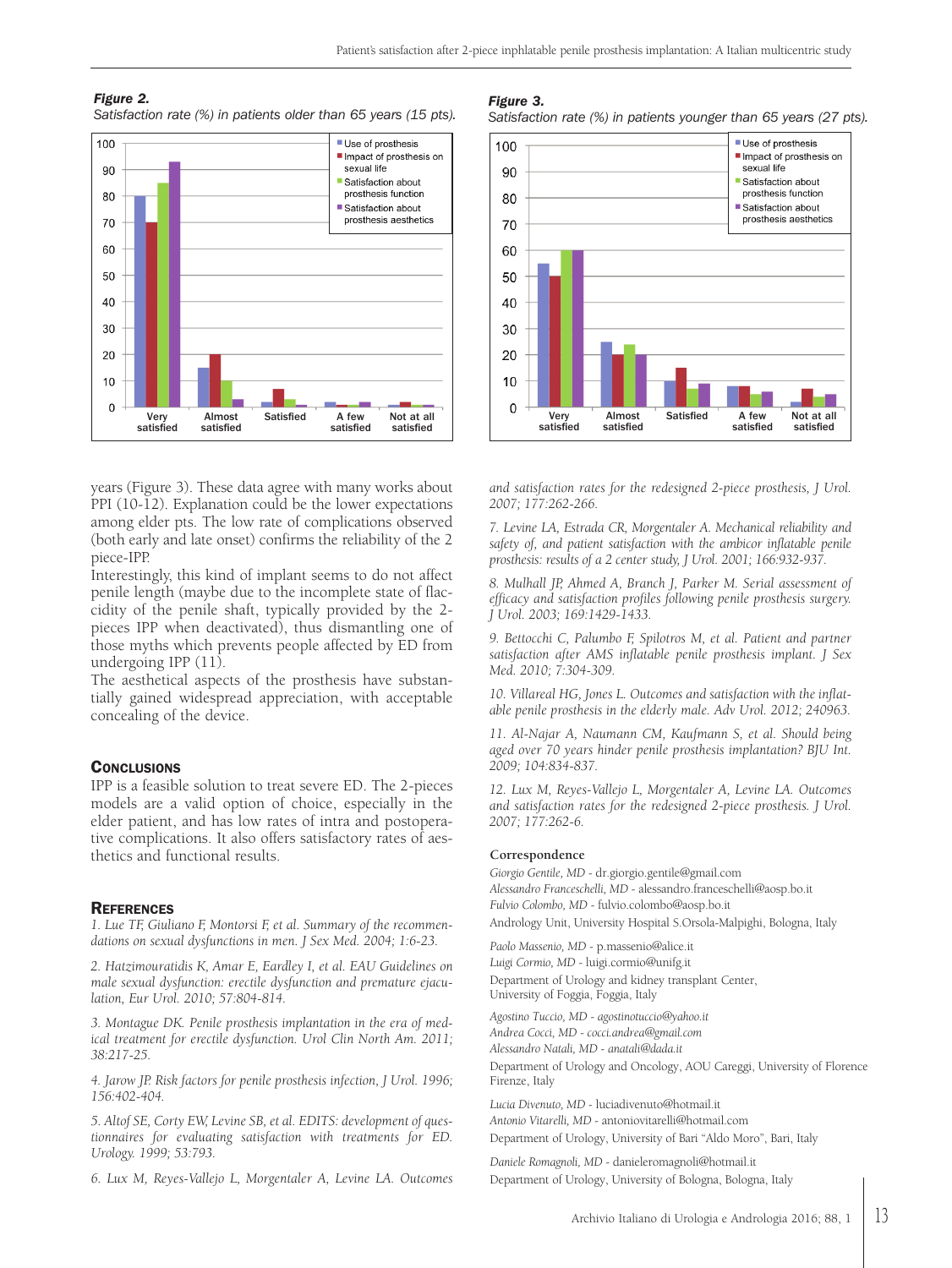*Figure 2.*
*Satisfaction rate (%) in patients older than 65 years (15 pts).*

100
90
80
70
60
50
40
30
20
10
0

Use of prosthesis
Impact of prosthesis on sexual life
Satisfaction about prosthesis function
Satisfaction about prosthesis aesthetics

Very satisfied
Almost satisfied
Satisfied
A few satisfied
Not at all satisfied

*Figure 3.*
*Satisfaction rate (%) in patients younger than 65 years (27 pts).*

100
90
80
70
60
50
40
30
20
10
0

Use of prosthesis
Impact of prosthesis on sexual life
Satisfaction about prosthesis function
Satisfaction about prosthesis aesthetics

Very satisfied
Almost satisfied
Satisfied
A few satisfied
Not at all satisfied

years (Figure 3). These data agree with many works about PPI (10-12). Explanation could be the lower expectations among elder pts. The low rate of complications observed (both early and late onset) confirms the reliability of the 2 piece-IPP.

Interestingly, this kind of implant seems to do not affect penile length (maybe due to the incomplete state of flaccidity of the penile shaft, typically provided by the 2-pieces IPP when deactivated), thus dismantling one of those myths which prevents people affected by ED from undergoing IPP (11).

The aesthetical aspects of the prosthesis have substantially gained widespread appreciation, with acceptable concealing of the device.

## Conclusions

IPP is a feasible solution to treat severe ED. The 2-pieces models are a valid option of choice, especially in the elder patient, and has low rates of intra and postoperative complications. It also offers satisfactory rates of aesthetics and functional results.

## References

1. Lue TF, Giuliano F, Montorsi F, et al. Summary of the recommendations on sexual dysfunctions in men. J Sex Med. 2004; 1:6-23.

2. Hatzimouratidis K, Amar E, Eardley I, et al. EAU Guidelines on male sexual dysfunction: erectile dysfunction and premature ejaculation, Eur Urol. 2010; 57:804-814.

3. Montague DK. Penile prosthesis implantation in the era of medical treatment for erectile dysfunction. Urol Clin North Am. 2011; 38:217-25.

4. Jarow JP. Risk factors for penile prosthesis infection, J Urol. 1996; 156:402-404.

5. Altof SE, Corty EW, Levine SB, et al. EDITS: development of questionnaires for evaluating satisfaction with treatments for ED. Urology. 1999; 53:793.

6. Lux M, Reyes-Vallejo L, Morgentaler A, Levine LA. Outcomes and satisfaction rates for the redesigned 2-piece prosthesis, J Urol. 2007; 177:262-266.

7. Levine LA, Estrada CR, Morgentaler A. Mechanical reliability and safety of, and patient satisfaction with the ambicor inflatable penile prosthesis: results of a 2 center study, J Urol. 2001; 166:932-937.

8. Mulhall JP, Ahmed A, Branch J, Parker M. Serial assessment of efficacy and satisfaction profiles following penile prosthesis surgery. J Urol. 2003; 169:1429-1433.

9. Bettocchi C, Palumbo F, Spilotros M, et al. Patient and partner satisfaction after AMS inflatable penile prosthesis implant. J Sex Med. 2010; 7:304-309.

10. Villareal HG, Jones L. Outcomes and satisfaction with the inflatable penile prosthesis in the elderly male. Adv Urol. 2012; 240963.

11. Al-Najar A, Naumann CM, Kaufmann S, et al. Should being aged over 70 years hinder penile prosthesis implantation? BJU Int. 2009; 104:834-837.

12. Lux M, Reyes-Vallejo L, Morgentaler A, Levine LA. Outcomes and satisfaction rates for the redesigned 2-piece prosthesis. J Urol. 2007; 177:262-6.

**Correspondence**

*Giorgio Gentile, MD* - dr.giorgio.gentile@gmail.com
*Alessandro Franceschelli, MD* - alessandro.franceschelli@aosp.bo.it
*Fulvio Colombo, MD* - fulvio.colombo@aosp.bo.it
Andrology Unit, University Hospital S.Orsola-Malpighi, Bologna, Italy

*Paolo Massenio, MD* - p.massenio@alice.it
*Luigi Cormio, MD* - luigi.cormio@unifg.it
Department of Urology and kidney transplant Center, University of Foggia, Foggia, Italy

*Agostino Tuccio, MD - agostinotuccio@yahoo.it*
*Andrea Cocci, MD - cocci.andrea@gmail.com*
*Alessandro Natali, MD - anatali@dada.it*
Department of Urology and Oncology, AOU Careggi, University of Florence Firenze, Italy

*Lucia Divenuto, MD* - luciadivenuto@hotmail.it
*Antonio Vitarelli, MD* - antoniovitarelli@hotmail.com
Department of Urology, University of Bari "Aldo Moro", Bari, Italy

*Daniele Romagnoli, MD* - danieleromagnoli@hotmail.it
Department of Urology, University of Bologna, Bologna, Italy